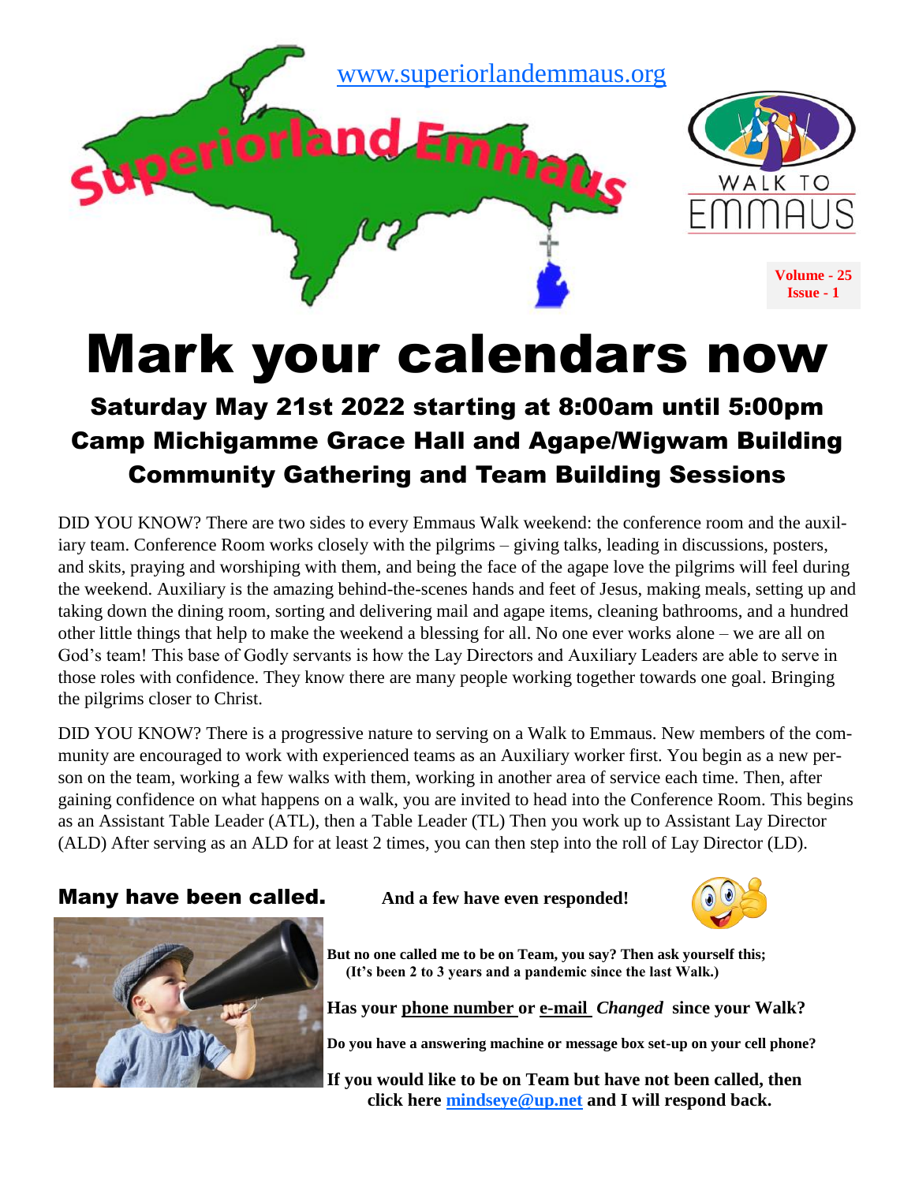www.superiorlandemmaus.org

Superiorland Emmaus

WALK TO EMMAUS

Volume - 25
Issue - 1

# Mark your calendars now

## Saturday May 21st 2022 starting at 8:00am until 5:00pm
## Camp Michigamme Grace Hall and Agape/Wigwam Building
## Community Gathering and Team Building Sessions

DID YOU KNOW? There are two sides to every Emmaus Walk weekend: the conference room and the auxiliary team. Conference Room works closely with the pilgrims – giving talks, leading in discussions, posters, and skits, praying and worshiping with them, and being the face of the agape love the pilgrims will feel during the weekend. Auxiliary is the amazing behind-the-scenes hands and feet of Jesus, making meals, setting up and taking down the dining room, sorting and delivering mail and agape items, cleaning bathrooms, and a hundred other little things that help to make the weekend a blessing for all. No one ever works alone – we are all on God's team! This base of Godly servants is how the Lay Directors and Auxiliary Leaders are able to serve in those roles with confidence. They know there are many people working together towards one goal. Bringing the pilgrims closer to Christ.

DID YOU KNOW? There is a progressive nature to serving on a Walk to Emmaus. New members of the community are encouraged to work with experienced teams as an Auxiliary worker first. You begin as a new person on the team, working a few walks with them, working in another area of service each time. Then, after gaining confidence on what happens on a walk, you are invited to head into the Conference Room. This begins as an Assistant Table Leader (ATL), then a Table Leader (TL) Then you work up to Assistant Lay Director (ALD) After serving as an ALD for at least 2 times, you can then step into the roll of Lay Director (LD).

### Many have been called.

**And a few have even responded!**

**But no one called me to be on Team, you say? Then ask yourself this;**
**(It's been 2 to 3 years and a pandemic since the last Walk.)**

**Has your phone number or e-mail *Changed* since your Walk?**

**Do you have a answering machine or message box set-up on your cell phone?**

**If you would like to be on Team but have not been called, then click here mindseye@up.net and I will respond back.**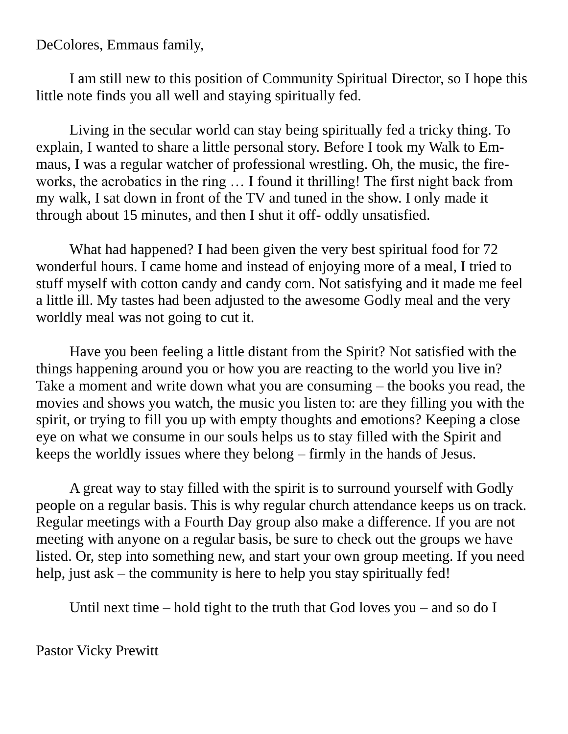DeColores, Emmaus family,

I am still new to this position of Community Spiritual Director, so I hope this little note finds you all well and staying spiritually fed.

Living in the secular world can stay being spiritually fed a tricky thing. To explain, I wanted to share a little personal story. Before I took my Walk to Emmaus, I was a regular watcher of professional wrestling. Oh, the music, the fireworks, the acrobatics in the ring … I found it thrilling! The first night back from my walk, I sat down in front of the TV and tuned in the show. I only made it through about 15 minutes, and then I shut it off- oddly unsatisfied.

What had happened? I had been given the very best spiritual food for 72 wonderful hours. I came home and instead of enjoying more of a meal, I tried to stuff myself with cotton candy and candy corn. Not satisfying and it made me feel a little ill. My tastes had been adjusted to the awesome Godly meal and the very worldly meal was not going to cut it.

Have you been feeling a little distant from the Spirit? Not satisfied with the things happening around you or how you are reacting to the world you live in? Take a moment and write down what you are consuming – the books you read, the movies and shows you watch, the music you listen to: are they filling you with the spirit, or trying to fill you up with empty thoughts and emotions? Keeping a close eye on what we consume in our souls helps us to stay filled with the Spirit and keeps the worldly issues where they belong – firmly in the hands of Jesus.

A great way to stay filled with the spirit is to surround yourself with Godly people on a regular basis. This is why regular church attendance keeps us on track. Regular meetings with a Fourth Day group also make a difference. If you are not meeting with anyone on a regular basis, be sure to check out the groups we have listed. Or, step into something new, and start your own group meeting. If you need help, just ask – the community is here to help you stay spiritually fed!

Until next time – hold tight to the truth that God loves you – and so do I

Pastor Vicky Prewitt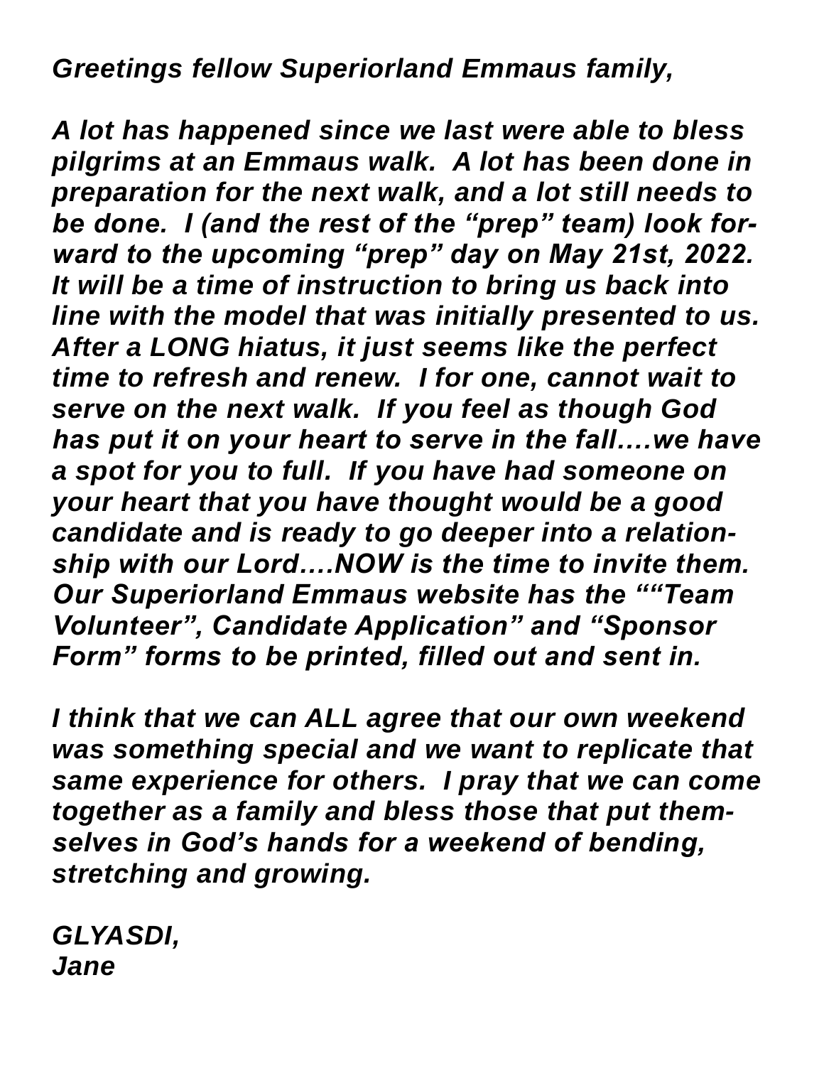*Greetings fellow Superiorland Emmaus family,*

*A lot has happened since we last were able to bless pilgrims at an Emmaus walk. A lot has been done in preparation for the next walk, and a lot still needs to be done. I (and the rest of the "prep" team) look forward to the upcoming "prep" day on May 21st, 2022. It will be a time of instruction to bring us back into line with the model that was initially presented to us. After a LONG hiatus, it just seems like the perfect time to refresh and renew. I for one, cannot wait to serve on the next walk. If you feel as though God has put it on your heart to serve in the fall….we have a spot for you to full. If you have had someone on your heart that you have thought would be a good candidate and is ready to go deeper into a relationship with our Lord….NOW is the time to invite them. Our Superiorland Emmaus website has the ""Team Volunteer", Candidate Application" and "Sponsor Form" forms to be printed, filled out and sent in.*

*I think that we can ALL agree that our own weekend was something special and we want to replicate that same experience for others. I pray that we can come together as a family and bless those that put themselves in God's hands for a weekend of bending, stretching and growing.*

*GLYASDI,*
*Jane*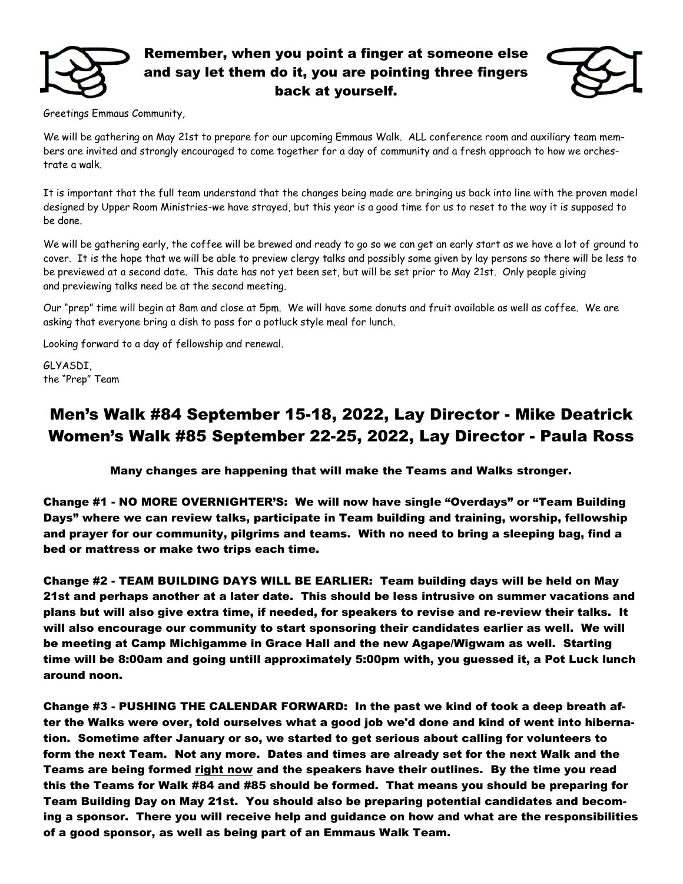**Remember, when you point a finger at someone else and say let them do it, you are pointing three fingers back at yourself.**

Greetings Emmaus Community,

We will be gathering on May 21st to prepare for our upcoming Emmaus Walk. ALL conference room and auxiliary team members are invited and strongly encouraged to come together for a day of community and a fresh approach to how we orchestrate a walk.

It is important that the full team understand that the changes being made are bringing us back into line with the proven model designed by Upper Room Ministries-we have strayed, but this year is a good time for us to reset to the way it is supposed to be done.

We will be gathering early, the coffee will be brewed and ready to go so we can get an early start as we have a lot of ground to cover. It is the hope that we will be able to preview clergy talks and possibly some given by lay persons so there will be less to be previewed at a second date. This date has not yet been set, but will be set prior to May 21st. Only people giving and previewing talks need be at the second meeting.

Our "prep" time will begin at 8am and close at 5pm. We will have some donuts and fruit available as well as coffee. We are asking that everyone bring a dish to pass for a potluck style meal for lunch.

Looking forward to a day of fellowship and renewal.

GLYASDI,
the "Prep" Team

## Men's Walk #84 September 15-18, 2022, Lay Director - Mike Deatrick
## Women's Walk #85 September 22-25, 2022, Lay Director - Paula Ross

**Many changes are happening that will make the Teams and Walks stronger.**

**Change #1 - NO MORE OVERNIGHTER'S: We will now have single "Overdays" or "Team Building Days" where we can review talks, participate in Team building and training, worship, fellowship and prayer for our community, pilgrims and teams. With no need to bring a sleeping bag, find a bed or mattress or make two trips each time.**

**Change #2 - TEAM BUILDING DAYS WILL BE EARLIER: Team building days will be held on May 21st and perhaps another at a later date. This should be less intrusive on summer vacations and plans but will also give extra time, if needed, for speakers to revise and re-review their talks. It will also encourage our community to start sponsoring their candidates earlier as well. We will be meeting at Camp Michigamme in Grace Hall and the new Agape/Wigwam as well. Starting time will be 8:00am and going untill approximately 5:00pm with, you guessed it, a Pot Luck lunch around noon.**

**Change #3 - PUSHING THE CALENDAR FORWARD: In the past we kind of took a deep breath after the Walks were over, told ourselves what a good job we'd done and kind of went into hibernation. Sometime after January or so, we started to get serious about calling for volunteers to form the next Team. Not any more. Dates and times are already set for the next Walk and the Teams are being formed <u>right now</u> and the speakers have their outlines. By the time you read this the Teams for Walk #84 and #85 should be formed. That means you should be preparing for Team Building Day on May 21st. You should also be preparing potential candidates and becoming a sponsor. There you will receive help and guidance on how and what are the responsibilities of a good sponsor, as well as being part of an Emmaus Walk Team.**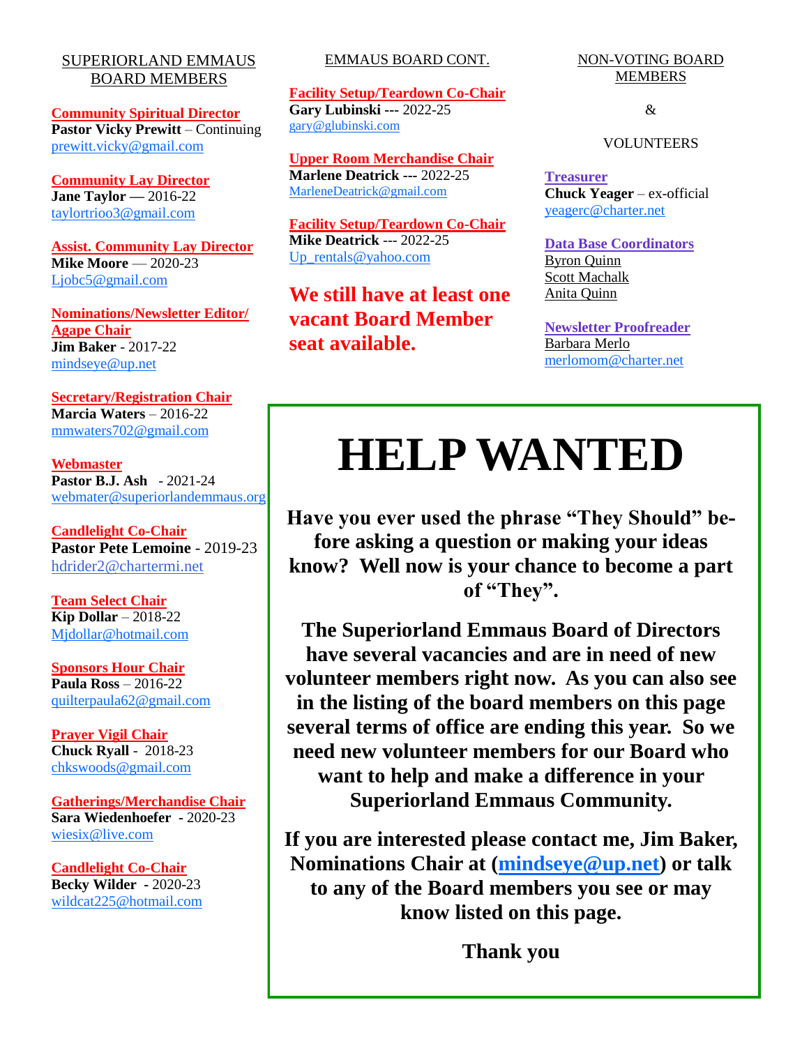## SUPERIORLAND EMMAUS BOARD MEMBERS

**Community Spiritual Director**
**Pastor Vicky Prewitt** – Continuing
prewitt.vicky@gmail.com

**Community Lay Director**
**Jane Taylor —** 2016-22
taylortrioo3@gmail.com

**Assist. Community Lay Director**
**Mike Moore** — 2020-23
Ljobc5@gmail.com

**Nominations/Newsletter Editor/ Agape Chair**
**Jim Baker** - 2017-22
mindseye@up.net

**Secretary/Registration Chair**
**Marcia Waters** – 2016-22
mmwaters702@gmail.com

**Webmaster**
**Pastor B.J. Ash** - 2021-24
webmater@superiorlandemmaus.org

**Candlelight Co-Chair**
**Pastor Pete Lemoine** - 2019-23
hdrider2@chartermi.net

**Team Select Chair**
**Kip Dollar** – 2018-22
Mjdollar@hotmail.com

**Sponsors Hour Chair**
**Paula Ross** – 2016-22
quilterpaula62@gmail.com

**Prayer Vigil Chair**
**Chuck Ryall** - 2018-23
chkswoods@gmail.com

**Gatherings/Merchandise Chair**
**Sara Wiedenhoefer** - 2020-23
wiesix@live.com

**Candlelight Co-Chair**
**Becky Wilder** - 2020-23
wildcat225@hotmail.com

## EMMAUS BOARD CONT.

**Facility Setup/Teardown Co-Chair**
**Gary Lubinski ---** 2022-25
gary@glubinski.com

**Upper Room Merchandise Chair**
**Marlene Deatrick ---** 2022-25
MarleneDeatrick@gmail.com

**Facility Setup/Teardown Co-Chair**
**Mike Deatrick** --- 2022-25
Up_rentals@yahoo.com

**We still have at least one vacant Board Member seat available.**

## NON-VOTING BOARD MEMBERS & VOLUNTEERS

**Treasurer**
**Chuck Yeager** – ex-official
yeagerc@charter.net

**Data Base Coordinators**
Byron Quinn
Scott Machalk
Anita Quinn

**Newsletter Proofreader**
Barbara Merlo
merlomom@charter.net

# HELP WANTED

**Have you ever used the phrase "They Should" before asking a question or making your ideas know? Well now is your chance to become a part of "They".**

**The Superiorland Emmaus Board of Directors have several vacancies and are in need of new volunteer members right now. As you can also see in the listing of the board members on this page several terms of office are ending this year. So we need new volunteer members for our Board who want to help and make a difference in your Superiorland Emmaus Community.**

**If you are interested please contact me, Jim Baker, Nominations Chair at (mindseye@up.net) or talk to any of the Board members you see or may know listed on this page.**

**Thank you**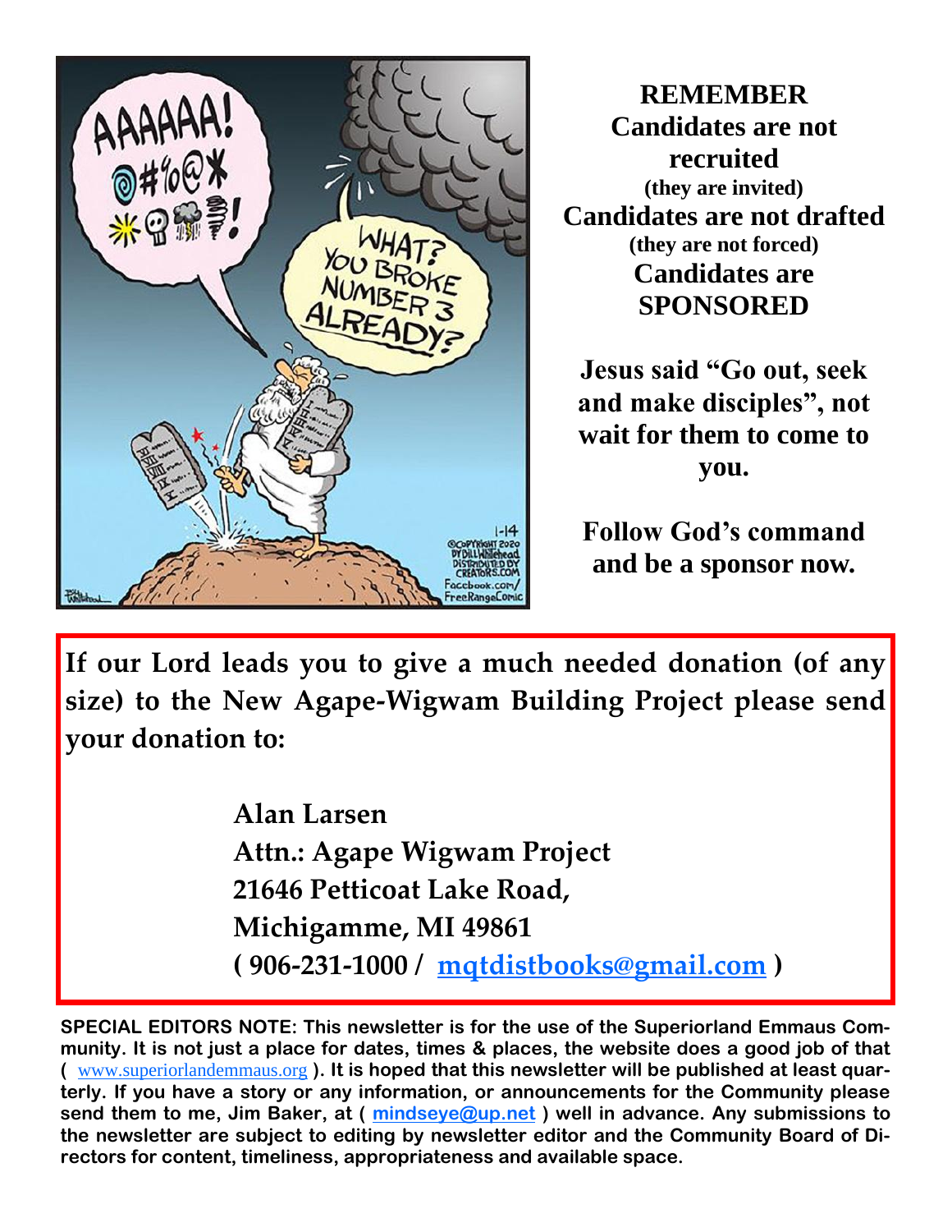**REMEMBER**
**Candidates are not recruited**
**(they are invited)**
**Candidates are not drafted**
**(they are not forced)**
**Candidates are SPONSORED**

**Jesus said "Go out, seek and make disciples", not wait for them to come to you.**

**Follow God's command and be a sponsor now.**

**If our Lord leads you to give a much needed donation (of any size) to the New Agape-Wigwam Building Project please send your donation to:**

**Alan Larsen**
**Attn.: Agape Wigwam Project**
**21646 Petticoat Lake Road,**
**Michigamme, MI 49861**
**( 906-231-1000 / mqtdistbooks@gmail.com )**

**SPECIAL EDITORS NOTE: This newsletter is for the use of the Superiorland Emmaus Community. It is not just a place for dates, times & places, the website does a good job of that ( www.superiorlandemmaus.org ). It is hoped that this newsletter will be published at least quarterly. If you have a story or any information, or announcements for the Community please send them to me, Jim Baker, at ( mindseye@up.net ) well in advance. Any submissions to the newsletter are subject to editing by newsletter editor and the Community Board of Directors for content, timeliness, appropriateness and available space.**